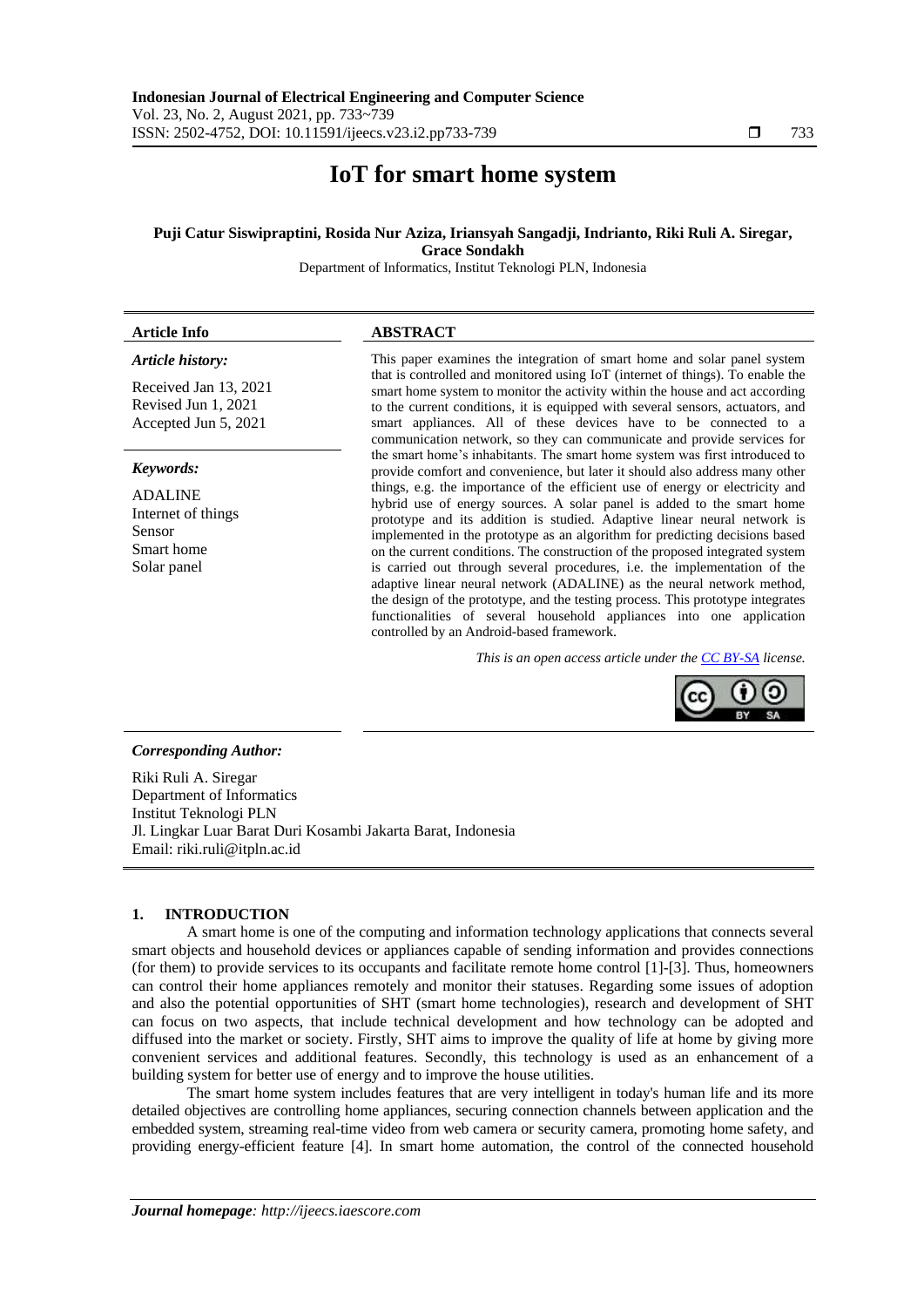# IoT for smart home system

**Puji Catur Siswipraptini, Rosida Nur Aziza, Iriansyah Sangadji, Indrianto, Riki Ruli A. Siregar, Grace Sondakh**

Department of Informatics, Institut Teknologi PLN, Indonesia

**Article Info**

***Article history:***

Received Jan 13, 2021
Revised Jun 1, 2021
Accepted Jun 5, 2021

***Keywords:***

ADALINE
Internet of things
Sensor
Smart home
Solar panel

**ABSTRACT**

This paper examines the integration of smart home and solar panel system that is controlled and monitored using IoT (internet of things). To enable the smart home system to monitor the activity within the house and act according to the current conditions, it is equipped with several sensors, actuators, and smart appliances. All of these devices have to be connected to a communication network, so they can communicate and provide services for the smart home's inhabitants. The smart home system was first introduced to provide comfort and convenience, but later it should also address many other things, e.g. the importance of the efficient use of energy or electricity and hybrid use of energy sources. A solar panel is added to the smart home prototype and its addition is studied. Adaptive linear neural network is implemented in the prototype as an algorithm for predicting decisions based on the current conditions. The construction of the proposed integrated system is carried out through several procedures, i.e. the implementation of the adaptive linear neural network (ADALINE) as the neural network method, the design of the prototype, and the testing process. This prototype integrates functionalities of several household appliances into one application controlled by an Android-based framework.

*This is an open access article under the CC BY-SA license.*

***Corresponding Author:***

Riki Ruli A. Siregar
Department of Informatics
Institut Teknologi PLN
Jl. Lingkar Luar Barat Duri Kosambi Jakarta Barat, Indonesia
Email: riki.ruli@itpln.ac.id

## 1. INTRODUCTION

A smart home is one of the computing and information technology applications that connects several smart objects and household devices or appliances capable of sending information and provides connections (for them) to provide services to its occupants and facilitate remote home control [1]-[3]. Thus, homeowners can control their home appliances remotely and monitor their statuses. Regarding some issues of adoption and also the potential opportunities of SHT (smart home technologies), research and development of SHT can focus on two aspects, that include technical development and how technology can be adopted and diffused into the market or society. Firstly, SHT aims to improve the quality of life at home by giving more convenient services and additional features. Secondly, this technology is used as an enhancement of a building system for better use of energy and to improve the house utilities.

The smart home system includes features that are very intelligent in today's human life and its more detailed objectives are controlling home appliances, securing connection channels between application and the embedded system, streaming real-time video from web camera or security camera, promoting home safety, and providing energy-efficient feature [4]. In smart home automation, the control of the connected household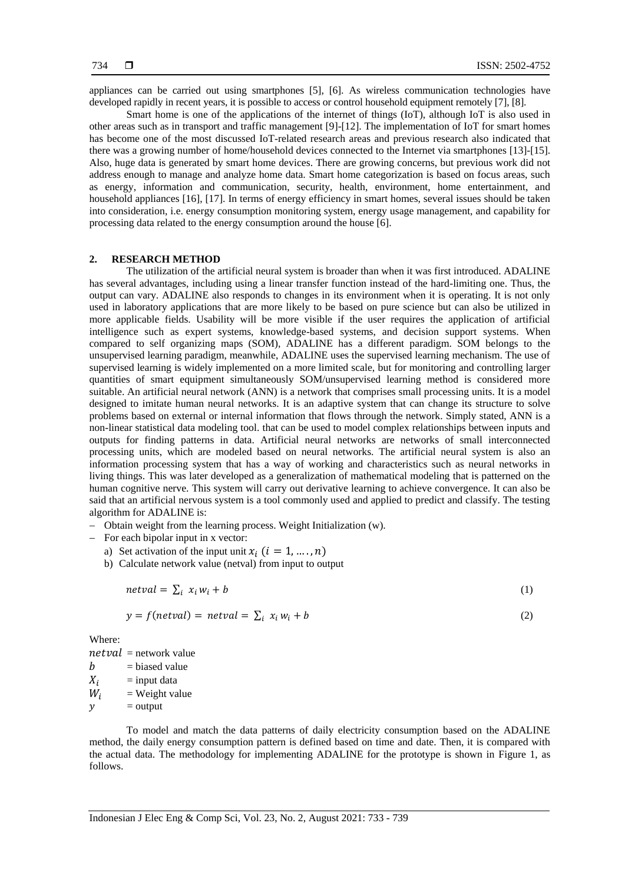appliances can be carried out using smartphones [5], [6]. As wireless communication technologies have developed rapidly in recent years, it is possible to access or control household equipment remotely [7], [8].

Smart home is one of the applications of the internet of things (IoT), although IoT is also used in other areas such as in transport and traffic management [9]-[12]. The implementation of IoT for smart homes has become one of the most discussed IoT-related research areas and previous research also indicated that there was a growing number of home/household devices connected to the Internet via smartphones [13]-[15]. Also, huge data is generated by smart home devices. There are growing concerns, but previous work did not address enough to manage and analyze home data. Smart home categorization is based on focus areas, such as energy, information and communication, security, health, environment, home entertainment, and household appliances [16], [17]. In terms of energy efficiency in smart homes, several issues should be taken into consideration, i.e. energy consumption monitoring system, energy usage management, and capability for processing data related to the energy consumption around the house [6].

## 2. RESEARCH METHOD

The utilization of the artificial neural system is broader than when it was first introduced. ADALINE has several advantages, including using a linear transfer function instead of the hard-limiting one. Thus, the output can vary. ADALINE also responds to changes in its environment when it is operating. It is not only used in laboratory applications that are more likely to be based on pure science but can also be utilized in more applicable fields. Usability will be more visible if the user requires the application of artificial intelligence such as expert systems, knowledge-based systems, and decision support systems. When compared to self organizing maps (SOM), ADALINE has a different paradigm. SOM belongs to the unsupervised learning paradigm, meanwhile, ADALINE uses the supervised learning mechanism. The use of supervised learning is widely implemented on a more limited scale, but for monitoring and controlling larger quantities of smart equipment simultaneously SOM/unsupervised learning method is considered more suitable. An artificial neural network (ANN) is a network that comprises small processing units. It is a model designed to imitate human neural networks. It is an adaptive system that can change its structure to solve problems based on external or internal information that flows through the network. Simply stated, ANN is a non-linear statistical data modeling tool. that can be used to model complex relationships between inputs and outputs for finding patterns in data. Artificial neural networks are networks of small interconnected processing units, which are modeled based on neural networks. The artificial neural system is also an information processing system that has a way of working and characteristics such as neural networks in living things. This was later developed as a generalization of mathematical modeling that is patterned on the human cognitive nerve. This system will carry out derivative learning to achieve convergence. It can also be said that an artificial nervous system is a tool commonly used and applied to predict and classify. The testing algorithm for ADALINE is:

- Obtain weight from the learning process. Weight Initialization (w).
- For each bipolar input in x vector:
  a) Set activation of the input unit $x_i$ $(i = 1, \dots, n)$
  b) Calculate network value (netval) from input to output

$$netval = \sum_i x_i w_i + b \tag{1}$$

$$y = f(netval) = netval = \sum_i x_i w_i + b \tag{2}$$

Where:

$netval$ = network value
$b$ = biased value
$X_i$ = input data
$W_i$ = Weight value
$y$ = output

To model and match the data patterns of daily electricity consumption based on the ADALINE method, the daily energy consumption pattern is defined based on time and date. Then, it is compared with the actual data. The methodology for implementing ADALINE for the prototype is shown in Figure 1, as follows.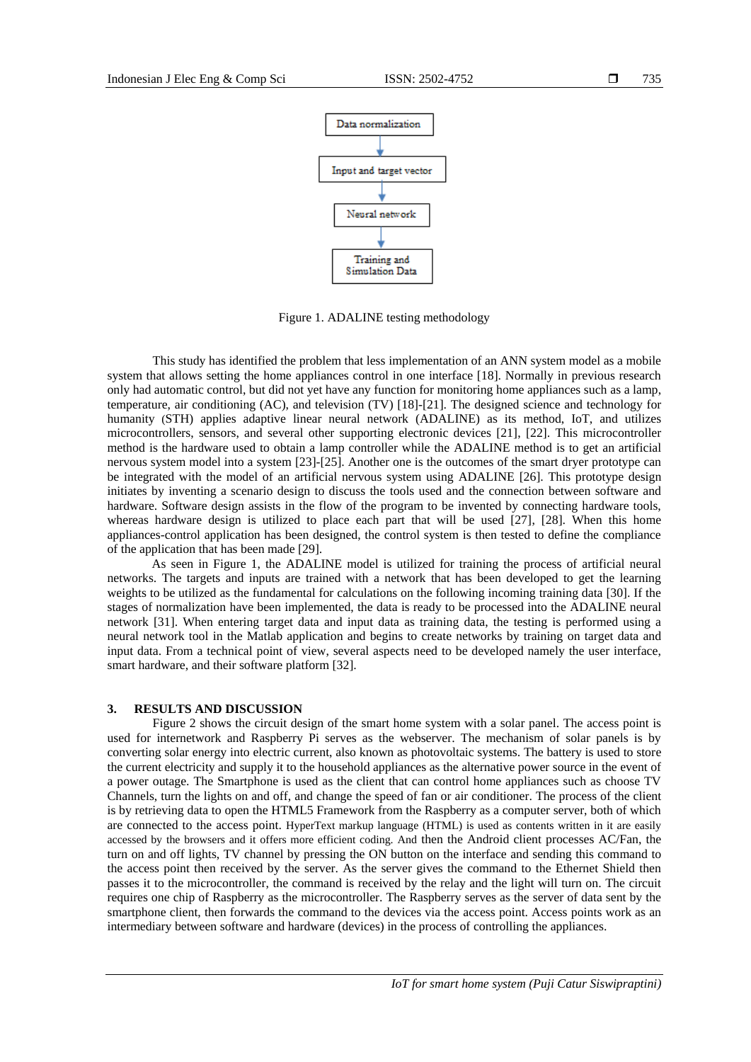Data normalization → Input and target vector → Neural network → Training and Simulation Data

Figure 1. ADALINE testing methodology

This study has identified the problem that less implementation of an ANN system model as a mobile system that allows setting the home appliances control in one interface [18]. Normally in previous research only had automatic control, but did not yet have any function for monitoring home appliances such as a lamp, temperature, air conditioning (AC), and television (TV) [18]-[21]. The designed science and technology for humanity (STH) applies adaptive linear neural network (ADALINE) as its method, IoT, and utilizes microcontrollers, sensors, and several other supporting electronic devices [21], [22]. This microcontroller method is the hardware used to obtain a lamp controller while the ADALINE method is to get an artificial nervous system model into a system [23]-[25]. Another one is the outcomes of the smart dryer prototype can be integrated with the model of an artificial nervous system using ADALINE [26]. This prototype design initiates by inventing a scenario design to discuss the tools used and the connection between software and hardware. Software design assists in the flow of the program to be invented by connecting hardware tools, whereas hardware design is utilized to place each part that will be used [27], [28]. When this home appliances-control application has been designed, the control system is then tested to define the compliance of the application that has been made [29].

As seen in Figure 1, the ADALINE model is utilized for training the process of artificial neural networks. The targets and inputs are trained with a network that has been developed to get the learning weights to be utilized as the fundamental for calculations on the following incoming training data [30]. If the stages of normalization have been implemented, the data is ready to be processed into the ADALINE neural network [31]. When entering target data and input data as training data, the testing is performed using a neural network tool in the Matlab application and begins to create networks by training on target data and input data. From a technical point of view, several aspects need to be developed namely the user interface, smart hardware, and their software platform [32].

## 3. RESULTS AND DISCUSSION

Figure 2 shows the circuit design of the smart home system with a solar panel. The access point is used for internetwork and Raspberry Pi serves as the webserver. The mechanism of solar panels is by converting solar energy into electric current, also known as photovoltaic systems. The battery is used to store the current electricity and supply it to the household appliances as the alternative power source in the event of a power outage. The Smartphone is used as the client that can control home appliances such as choose TV Channels, turn the lights on and off, and change the speed of fan or air conditioner. The process of the client is by retrieving data to open the HTML5 Framework from the Raspberry as a computer server, both of which are connected to the access point. HyperText markup language (HTML) is used as contents written in it are easily accessed by the browsers and it offers more efficient coding. And then the Android client processes AC/Fan, the turn on and off lights, TV channel by pressing the ON button on the interface and sending this command to the access point then received by the server. As the server gives the command to the Ethernet Shield then passes it to the microcontroller, the command is received by the relay and the light will turn on. The circuit requires one chip of Raspberry as the microcontroller. The Raspberry serves as the server of data sent by the smartphone client, then forwards the command to the devices via the access point. Access points work as an intermediary between software and hardware (devices) in the process of controlling the appliances.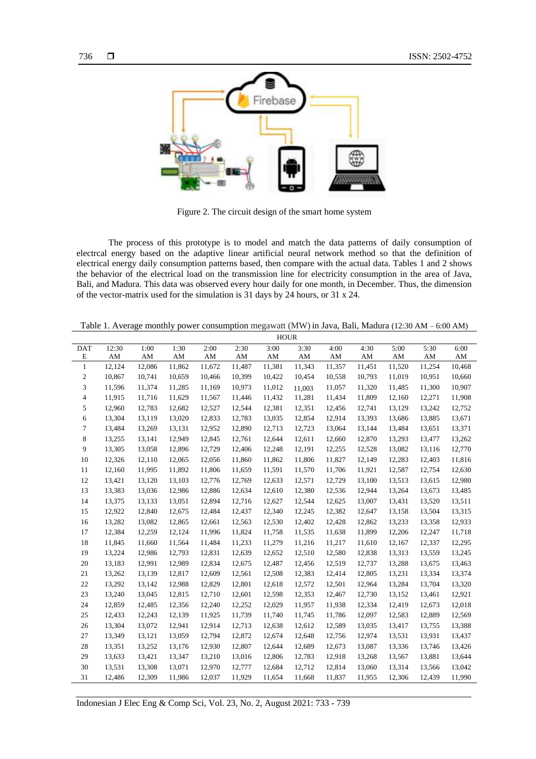Figure 2. The circuit design of the smart home system

The process of this prototype is to model and match the data patterns of daily consumption of electrcal energy based on the adaptive linear artificial neural network method so that the definition of electrical energy daily consumption patterns based, then compare with the actual data. Tables 1 and 2 shows the behavior of the electrical load on the transmission line for electricity consumption in the area of Java, Bali, and Madura. This data was observed every hour daily for one month, in December. Thus, the dimension of the vector-matrix used for the simulation is 31 days by 24 hours, or 31 x 24.

Table 1. Average monthly power consumption megawatt (MW) in Java, Bali, Madura (12:30 AM – 6:00 AM)

| DATE | HOUR | | | | | | | | | | | |
|---|---|---|---|---|---|---|---|---|---|---|---|---|
| | 12:30 AM | 1:00 AM | 1:30 AM | 2:00 AM | 2:30 AM | 3:00 AM | 3:30 AM | 4:00 AM | 4:30 AM | 5:00 AM | 5:30 AM | 6:00 AM |
| 1 | 12,124 | 12,086 | 11,862 | 11,672 | 11,487 | 11,381 | 11,343 | 11,357 | 11,451 | 11,520 | 11,254 | 10,468 |
| 2 | 10,867 | 10,741 | 10,659 | 10,466 | 10,399 | 10,422 | 10,454 | 10,558 | 10,793 | 11,019 | 10,951 | 10,660 |
| 3 | 11,596 | 11,374 | 11,285 | 11,169 | 10,973 | 11,012 | 11,003 | 11,057 | 11,320 | 11,485 | 11,300 | 10,907 |
| 4 | 11,915 | 11,716 | 11,629 | 11,567 | 11,446 | 11,432 | 11,281 | 11,434 | 11,809 | 12,160 | 12,271 | 11,908 |
| 5 | 12,960 | 12,783 | 12,682 | 12,527 | 12,544 | 12,381 | 12,351 | 12,456 | 12,741 | 13,129 | 13,242 | 12,752 |
| 6 | 13,304 | 13,119 | 13,020 | 12,833 | 12,783 | 13,035 | 12,854 | 12,914 | 13,393 | 13,686 | 13,885 | 13,671 |
| 7 | 13,484 | 13,269 | 13,131 | 12,952 | 12,890 | 12,713 | 12,723 | 13,064 | 13,144 | 13,484 | 13,651 | 13,371 |
| 8 | 13,255 | 13,141 | 12,949 | 12,845 | 12,761 | 12,644 | 12,611 | 12,660 | 12,870 | 13,293 | 13,477 | 13,262 |
| 9 | 13,305 | 13,058 | 12,896 | 12,729 | 12,406 | 12,248 | 12,191 | 12,255 | 12,528 | 13,082 | 13,116 | 12,770 |
| 10 | 12,326 | 12,110 | 12,065 | 12,056 | 11,860 | 11,862 | 11,806 | 11,827 | 12,149 | 12,283 | 12,403 | 11,816 |
| 11 | 12,160 | 11,995 | 11,892 | 11,806 | 11,659 | 11,591 | 11,570 | 11,706 | 11,921 | 12,587 | 12,754 | 12,630 |
| 12 | 13,421 | 13,120 | 13,103 | 12,776 | 12,769 | 12,633 | 12,571 | 12,729 | 13,100 | 13,513 | 13,615 | 12,980 |
| 13 | 13,383 | 13,036 | 12,986 | 12,886 | 12,634 | 12,610 | 12,380 | 12,536 | 12,944 | 13,264 | 13,673 | 13,485 |
| 14 | 13,375 | 13,133 | 13,051 | 12,894 | 12,716 | 12,627 | 12,544 | 12,625 | 13,007 | 13,431 | 13,520 | 13,511 |
| 15 | 12,922 | 12,840 | 12,675 | 12,484 | 12,437 | 12,340 | 12,245 | 12,382 | 12,647 | 13,158 | 13,504 | 13,315 |
| 16 | 13,282 | 13,082 | 12,865 | 12,661 | 12,563 | 12,530 | 12,402 | 12,428 | 12,862 | 13,233 | 13,358 | 12,933 |
| 17 | 12,384 | 12,259 | 12,124 | 11,996 | 11,824 | 11,758 | 11,535 | 11,638 | 11,899 | 12,206 | 12,247 | 11,718 |
| 18 | 11,845 | 11,660 | 11,564 | 11,484 | 11,233 | 11,279 | 11,216 | 11,217 | 11,610 | 12,167 | 12,337 | 12,295 |
| 19 | 13,224 | 12,986 | 12,793 | 12,831 | 12,639 | 12,652 | 12,510 | 12,580 | 12,838 | 13,313 | 13,559 | 13,245 |
| 20 | 13,183 | 12,991 | 12,989 | 12,834 | 12,675 | 12,487 | 12,456 | 12,519 | 12,737 | 13,288 | 13,675 | 13,463 |
| 21 | 13,262 | 13,139 | 12,817 | 12,609 | 12,561 | 12,508 | 12,383 | 12,414 | 12,805 | 13,231 | 13,334 | 13,374 |
| 22 | 13,292 | 13,142 | 12,988 | 12,829 | 12,801 | 12,618 | 12,572 | 12,501 | 12,964 | 13,284 | 13,704 | 13,320 |
| 23 | 13,240 | 13,045 | 12,815 | 12,710 | 12,601 | 12,598 | 12,353 | 12,467 | 12,730 | 13,152 | 13,461 | 12,921 |
| 24 | 12,859 | 12,485 | 12,356 | 12,240 | 12,252 | 12,029 | 11,957 | 11,938 | 12,334 | 12,419 | 12,673 | 12,018 |
| 25 | 12,433 | 12,243 | 12,139 | 11,925 | 11,739 | 11,740 | 11,745 | 11,786 | 12,097 | 12,583 | 12,889 | 12,569 |
| 26 | 13,304 | 13,072 | 12,941 | 12,914 | 12,713 | 12,638 | 12,612 | 12,589 | 13,035 | 13,417 | 13,755 | 13,388 |
| 27 | 13,349 | 13,121 | 13,059 | 12,794 | 12,872 | 12,674 | 12,648 | 12,756 | 12,974 | 13,531 | 13,931 | 13,437 |
| 28 | 13,351 | 13,252 | 13,176 | 12,930 | 12,807 | 12,644 | 12,689 | 12,673 | 13,087 | 13,336 | 13,746 | 13,426 |
| 29 | 13,633 | 13,421 | 13,347 | 13,210 | 13,016 | 12,806 | 12,783 | 12,918 | 13,268 | 13,567 | 13,881 | 13,644 |
| 30 | 13,531 | 13,308 | 13,071 | 12,970 | 12,777 | 12,684 | 12,712 | 12,814 | 13,060 | 13,314 | 13,566 | 13,042 |
| 31 | 12,486 | 12,309 | 11,986 | 12,037 | 11,929 | 11,654 | 11,668 | 11,837 | 11,955 | 12,306 | 12,439 | 11,990 |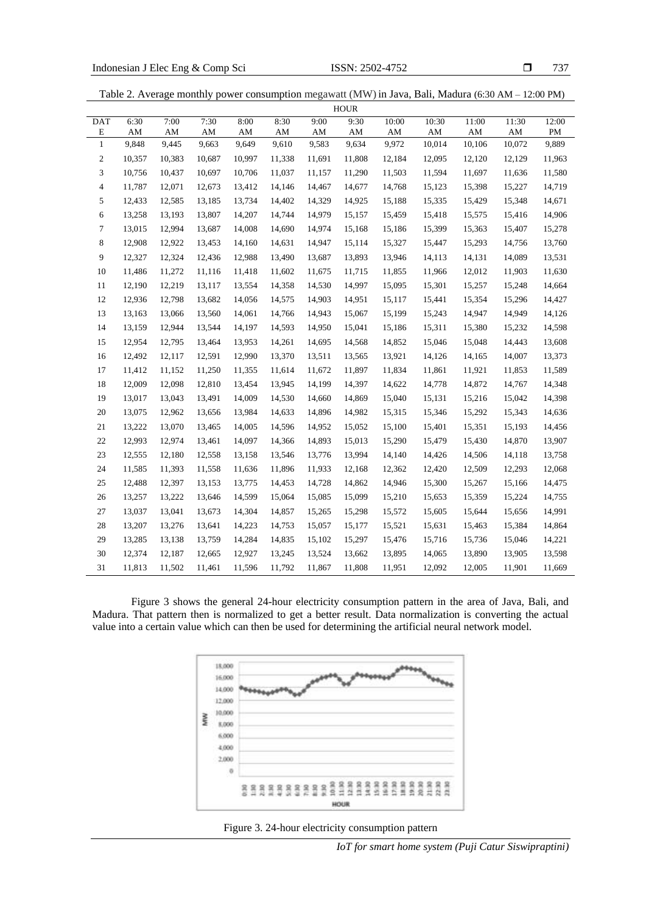Table 2. Average monthly power consumption megawatt (MW) in Java, Bali, Madura (6:30 AM – 12:00 PM)

| DATE | 6:30 AM | 7:00 AM | 7:30 AM | 8:00 AM | 8:30 AM | 9:00 AM | 9:30 AM | 10:00 AM | 10:30 AM | 11:00 AM | 11:30 AM | 12:00 PM |
|---|---|---|---|---|---|---|---|---|---|---|---|---|
| 1 | 9,848 | 9,445 | 9,663 | 9,649 | 9,610 | 9,583 | 9,634 | 9,972 | 10,014 | 10,106 | 10,072 | 9,889 |
| 2 | 10,357 | 10,383 | 10,687 | 10,997 | 11,338 | 11,691 | 11,808 | 12,184 | 12,095 | 12,120 | 12,129 | 11,963 |
| 3 | 10,756 | 10,437 | 10,697 | 10,706 | 11,037 | 11,157 | 11,290 | 11,503 | 11,594 | 11,697 | 11,636 | 11,580 |
| 4 | 11,787 | 12,071 | 12,673 | 13,412 | 14,146 | 14,467 | 14,677 | 14,768 | 15,123 | 15,398 | 15,227 | 14,719 |
| 5 | 12,433 | 12,585 | 13,185 | 13,734 | 14,402 | 14,329 | 14,925 | 15,188 | 15,335 | 15,429 | 15,348 | 14,671 |
| 6 | 13,258 | 13,193 | 13,807 | 14,207 | 14,744 | 14,979 | 15,157 | 15,459 | 15,418 | 15,575 | 15,416 | 14,906 |
| 7 | 13,015 | 12,994 | 13,687 | 14,008 | 14,690 | 14,974 | 15,168 | 15,186 | 15,399 | 15,363 | 15,407 | 15,278 |
| 8 | 12,908 | 12,922 | 13,453 | 14,160 | 14,631 | 14,947 | 15,114 | 15,327 | 15,447 | 15,293 | 14,756 | 13,760 |
| 9 | 12,327 | 12,324 | 12,436 | 12,988 | 13,490 | 13,687 | 13,893 | 13,946 | 14,113 | 14,131 | 14,089 | 13,531 |
| 10 | 11,486 | 11,272 | 11,116 | 11,418 | 11,602 | 11,675 | 11,715 | 11,855 | 11,966 | 12,012 | 11,903 | 11,630 |
| 11 | 12,190 | 12,219 | 13,117 | 13,554 | 14,358 | 14,530 | 14,997 | 15,095 | 15,301 | 15,257 | 15,248 | 14,664 |
| 12 | 12,936 | 12,798 | 13,682 | 14,056 | 14,575 | 14,903 | 14,951 | 15,117 | 15,441 | 15,354 | 15,296 | 14,427 |
| 13 | 13,163 | 13,066 | 13,560 | 14,061 | 14,766 | 14,943 | 15,067 | 15,199 | 15,243 | 14,947 | 14,949 | 14,126 |
| 14 | 13,159 | 12,944 | 13,544 | 14,197 | 14,593 | 14,950 | 15,041 | 15,186 | 15,311 | 15,380 | 15,232 | 14,598 |
| 15 | 12,954 | 12,795 | 13,464 | 13,953 | 14,261 | 14,695 | 14,568 | 14,852 | 15,046 | 15,048 | 14,443 | 13,608 |
| 16 | 12,492 | 12,117 | 12,591 | 12,990 | 13,370 | 13,511 | 13,565 | 13,921 | 14,126 | 14,165 | 14,007 | 13,373 |
| 17 | 11,412 | 11,152 | 11,250 | 11,355 | 11,614 | 11,672 | 11,897 | 11,834 | 11,861 | 11,921 | 11,853 | 11,589 |
| 18 | 12,009 | 12,098 | 12,810 | 13,454 | 13,945 | 14,199 | 14,397 | 14,622 | 14,778 | 14,872 | 14,767 | 14,348 |
| 19 | 13,017 | 13,043 | 13,491 | 14,009 | 14,530 | 14,660 | 14,869 | 15,040 | 15,131 | 15,216 | 15,042 | 14,398 |
| 20 | 13,075 | 12,962 | 13,656 | 13,984 | 14,633 | 14,896 | 14,982 | 15,315 | 15,346 | 15,292 | 15,343 | 14,636 |
| 21 | 13,222 | 13,070 | 13,465 | 14,005 | 14,596 | 14,952 | 15,052 | 15,100 | 15,401 | 15,351 | 15,193 | 14,456 |
| 22 | 12,993 | 12,974 | 13,461 | 14,097 | 14,366 | 14,893 | 15,013 | 15,290 | 15,479 | 15,430 | 14,870 | 13,907 |
| 23 | 12,555 | 12,180 | 12,558 | 13,158 | 13,546 | 13,776 | 13,994 | 14,140 | 14,426 | 14,506 | 14,118 | 13,758 |
| 24 | 11,585 | 11,393 | 11,558 | 11,636 | 11,896 | 11,933 | 12,168 | 12,362 | 12,420 | 12,509 | 12,293 | 12,068 |
| 25 | 12,488 | 12,397 | 13,153 | 13,775 | 14,453 | 14,728 | 14,862 | 14,946 | 15,300 | 15,267 | 15,166 | 14,475 |
| 26 | 13,257 | 13,222 | 13,646 | 14,599 | 15,064 | 15,085 | 15,099 | 15,210 | 15,653 | 15,359 | 15,224 | 14,755 |
| 27 | 13,037 | 13,041 | 13,673 | 14,304 | 14,857 | 15,265 | 15,298 | 15,572 | 15,605 | 15,644 | 15,656 | 14,991 |
| 28 | 13,207 | 13,276 | 13,641 | 14,223 | 14,753 | 15,057 | 15,177 | 15,521 | 15,631 | 15,463 | 15,384 | 14,864 |
| 29 | 13,285 | 13,138 | 13,759 | 14,284 | 14,835 | 15,102 | 15,297 | 15,476 | 15,716 | 15,736 | 15,046 | 14,221 |
| 30 | 12,374 | 12,187 | 12,665 | 12,927 | 13,245 | 13,524 | 13,662 | 13,895 | 14,065 | 13,890 | 13,905 | 13,598 |
| 31 | 11,813 | 11,502 | 11,461 | 11,596 | 11,792 | 11,867 | 11,808 | 11,951 | 12,092 | 12,005 | 11,901 | 11,669 |

Figure 3 shows the general 24-hour electricity consumption pattern in the area of Java, Bali, and Madura. That pattern then is normalized to get a better result. Data normalization is converting the actual value into a certain value which can then be used for determining the artificial neural network model.

Figure 3. 24-hour electricity consumption pattern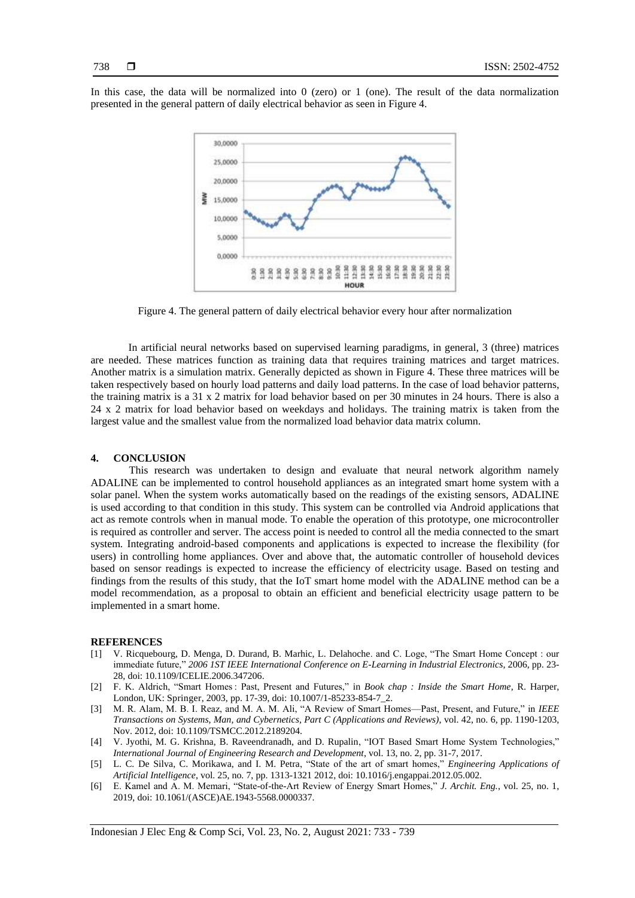In this case, the data will be normalized into 0 (zero) or 1 (one). The result of the data normalization presented in the general pattern of daily electrical behavior as seen in Figure 4.

Figure 4. The general pattern of daily electrical behavior every hour after normalization

In artificial neural networks based on supervised learning paradigms, in general, 3 (three) matrices are needed. These matrices function as training data that requires training matrices and target matrices. Another matrix is a simulation matrix. Generally depicted as shown in Figure 4. These three matrices will be taken respectively based on hourly load patterns and daily load patterns. In the case of load behavior patterns, the training matrix is a 31 x 2 matrix for load behavior based on per 30 minutes in 24 hours. There is also a 24 x 2 matrix for load behavior based on weekdays and holidays. The training matrix is taken from the largest value and the smallest value from the normalized load behavior data matrix column.

## 4. CONCLUSION

This research was undertaken to design and evaluate that neural network algorithm namely ADALINE can be implemented to control household appliances as an integrated smart home system with a solar panel. When the system works automatically based on the readings of the existing sensors, ADALINE is used according to that condition in this study. This system can be controlled via Android applications that act as remote controls when in manual mode. To enable the operation of this prototype, one microcontroller is required as controller and server. The access point is needed to control all the media connected to the smart system. Integrating android-based components and applications is expected to increase the flexibility (for users) in controlling home appliances. Over and above that, the automatic controller of household devices based on sensor readings is expected to increase the efficiency of electricity usage. Based on testing and findings from the results of this study, that the IoT smart home model with the ADALINE method can be a model recommendation, as a proposal to obtain an efficient and beneficial electricity usage pattern to be implemented in a smart home.

## REFERENCES

[1] V. Ricquebourg, D. Menga, D. Durand, B. Marhic, L. Delahoche. and C. Loge, "The Smart Home Concept : our immediate future," *2006 1ST IEEE International Conference on E-Learning in Industrial Electronics*, 2006, pp. 23-28, doi: 10.1109/ICELIE.2006.347206.

[2] F. K. Aldrich, "Smart Homes : Past, Present and Futures," in *Book chap : Inside the Smart Home*, R. Harper, London, UK: Springer, 2003, pp. 17-39, doi: 10.1007/1-85233-854-7_2.

[3] M. R. Alam, M. B. I. Reaz, and M. A. M. Ali, "A Review of Smart Homes—Past, Present, and Future," in *IEEE Transactions on Systems, Man, and Cybernetics, Part C (Applications and Reviews)*, vol. 42, no. 6, pp. 1190-1203, Nov. 2012, doi: 10.1109/TSMCC.2012.2189204.

[4] V. Jyothi, M. G. Krishna, B. Raveendranadh, and D. Rupalin, "IOT Based Smart Home System Technologies," *International Journal of Engineering Research and Development*, vol. 13, no. 2, pp. 31-7, 2017.

[5] L. C. De Silva, C. Morikawa, and I. M. Petra, "State of the art of smart homes," *Engineering Applications of Artificial Intelligence*, vol. 25, no. 7, pp. 1313-1321 2012, doi: 10.1016/j.engappai.2012.05.002.

[6] E. Kamel and A. M. Memari, "State-of-the-Art Review of Energy Smart Homes," *J. Archit. Eng.*, vol. 25, no. 1, 2019, doi: 10.1061/(ASCE)AE.1943-5568.0000337.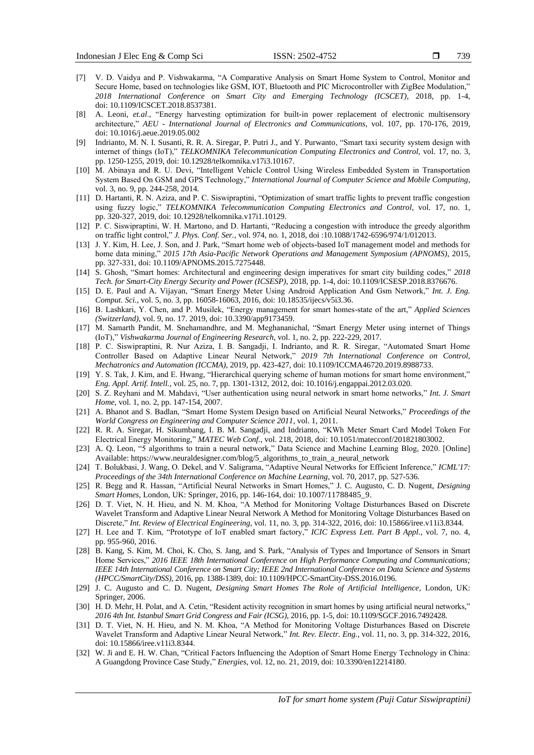[7] V. D. Vaidya and P. Vishwakarma, "A Comparative Analysis on Smart Home System to Control, Monitor and Secure Home, based on technologies like GSM, IOT, Bluetooth and PIC Microcontroller with ZigBee Modulation," *2018 International Conference on Smart City and Emerging Technology (ICSCET)*, 2018, pp. 1-4, doi: 10.1109/ICSCET.2018.8537381.

[8] A. Leoni, *et.al*., "Energy harvesting optimization for built-in power replacement of electronic multisensory architecture," *AEU - International Journal of Electronics and Communications*, vol. 107, pp. 170-176, 2019, doi: 10.1016/j.aeue.2019.05.002

[9] Indrianto, M. N. I. Susanti, R. R. A. Siregar, P. Putri J., and Y. Purwanto, "Smart taxi security system design with internet of things (IoT)," *TELKOMNIKA Telecommunication Computing Electronics and Control*, vol. 17, no. 3, pp. 1250-1255, 2019, doi: 10.12928/telkomnika.v17i3.10167.

[10] M. Abinaya and R. U. Devi, "Intelligent Vehicle Control Using Wireless Embedded System in Transportation System Based On GSM and GPS Technology," *International Journal of Computer Science and Mobile Computing*, vol. 3, no. 9, pp. 244-258, 2014.

[11] D. Hartanti, R. N. Aziza, and P. C. Siswipraptini, "Optimization of smart traffic lights to prevent traffic congestion using fuzzy logic," *TELKOMNIKA Telecommunication Computing Electronics and Control*, vol. 17, no. 1, pp. 320-327, 2019, doi: 10.12928/telkomnika.v17i1.10129.

[12] P. C. Siswipraptini, W. H. Martono, and D. Hartanti, "Reducing a congestion with introduce the greedy algorithm on traffic light control," *J. Phys. Conf. Ser.*, vol. 974, no. 1, 2018, doi :10.1088/1742-6596/974/1/012013.

[13] J. Y. Kim, H. Lee, J. Son, and J. Park, "Smart home web of objects-based IoT management model and methods for home data mining," *2015 17th Asia-Pacific Network Operations and Management Symposium (APNOMS)*, 2015, pp. 327-331, doi: 10.1109/APNOMS.2015.7275448.

[14] S. Ghosh, "Smart homes: Architectural and engineering design imperatives for smart city building codes," *2018 Tech. for Smart-City Energy Security and Power (ICSESP)*, 2018, pp. 1-4, doi: 10.1109/ICSESP.2018.8376676.

[15] D. E. Paul and A. Vijayan, "Smart Energy Meter Using Android Application And Gsm Network," *Int. J. Eng. Comput. Sci.*, vol. 5, no. 3, pp. 16058-16063, 2016, doi: 10.18535/ijecs/v5i3.36.

[16] B. Lashkari, Y. Chen, and P. Musilek, "Energy management for smart homes-state of the art," *Applied Sciences (Switzerland)*, vol. 9, no. 17. 2019, doi: 10.3390/app9173459.

[17] M. Samarth Pandit, M. Snehamandhre, and M. Meghananichal, "Smart Energy Meter using internet of Things (IoT)," *Vishwakarma Journal of Engineering Research*, vol. 1, no. 2, pp. 222-229, 2017.

[18] P. C. Siswipraptini, R. Nur Aziza, I. B. Sangadji, I. Indrianto, and R. R. Siregar, "Automated Smart Home Controller Based on Adaptive Linear Neural Network," *2019 7th International Conference on Control, Mechatronics and Automation (ICCMA)*, 2019, pp. 423-427, doi: 10.1109/ICCMA46720.2019.8988733.

[19] Y. S. Tak, J. Kim, and E. Hwang, "Hierarchical querying scheme of human motions for smart home environment," *Eng. Appl. Artif. Intell.*, vol. 25, no. 7, pp. 1301-1312, 2012, doi: 10.1016/j.engappai.2012.03.020.

[20] S. Z. Reyhani and M. Mahdavi, "User authentication using neural network in smart home networks," *Int. J. Smart Home*, vol. 1, no. 2, pp. 147-154, 2007.

[21] A. Bhanot and S. Badlan, "Smart Home System Design based on Artificial Neural Networks," *Proceedings of the World Congress on Engineering and Computer Science 2011*, vol. 1, 2011.

[22] R. R. A. Siregar, H. Sikumbang, I. B. M. Sangadji, and Indrianto, "KWh Meter Smart Card Model Token For Electrical Energy Monitoring," *MATEC Web Conf.*, vol. 218, 2018, doi: 10.1051/matecconf/201821803002.

[23] A. Q. Leon, "5 algorithms to train a neural network," Data Science and Machine Learning Blog, 2020. [Online] Available: https://www.neuraldesigner.com/blog/5_algorithms_to_train_a_neural_network

[24] T. Bolukbasi, J. Wang, O. Dekel, and V. Saligrama, "Adaptive Neural Networks for Efficient Inference," *ICML'17: Proceedings of the 34th International Conference on Machine Learning*, vol. 70, 2017, pp. 527-536.

[25] R. Begg and R. Hassan, "Artificial Neural Networks in Smart Homes," J. C. Augusto, C. D. Nugent, *Designing Smart Homes*, London, UK: Springer, 2016, pp. 146-164, doi: 10.1007/11788485_9.

[26] D. T. Viet, N. H. Hieu, and N. M. Khoa, "A Method for Monitoring Voltage Disturbances Based on Discrete Wavelet Transform and Adaptive Linear Neural Network A Method for Monitoring Voltage Disturbances Based on Discrete," *Int. Review of Electrical Engineering*, vol. 11, no. 3, pp. 314-322, 2016, doi: 10.15866/iree.v11i3.8344.

[27] H. Lee and T. Kim, "Prototype of IoT enabled smart factory," *ICIC Express Lett. Part B Appl.*, vol. 7, no. 4, pp. 955-960, 2016.

[28] B. Kang, S. Kim, M. Choi, K. Cho, S. Jang, and S. Park, "Analysis of Types and Importance of Sensors in Smart Home Services," *2016 IEEE 18th International Conference on High Performance Computing and Communications; IEEE 14th International Conference on Smart City; IEEE 2nd International Conference on Data Science and Systems (HPCC/SmartCity/DSS)*, 2016, pp. 1388-1389, doi: 10.1109/HPCC-SmartCity-DSS.2016.0196.

[29] J. C. Augusto and C. D. Nugent, *Designing Smart Homes The Role of Artificial Intelligence*, London, UK: Springer, 2006.

[30] H. D. Mehr, H. Polat, and A. Cetin, "Resident activity recognition in smart homes by using artificial neural networks," *2016 4th Int. Istanbul Smart Grid Congress and Fair (ICSG)*, 2016, pp. 1-5, doi: 10.1109/SGCF.2016.7492428.

[31] D. T. Viet, N. H. Hieu, and N. M. Khoa, "A Method for Monitoring Voltage Disturbances Based on Discrete Wavelet Transform and Adaptive Linear Neural Network," *Int. Rev. Electr. Eng.*, vol. 11, no. 3, pp. 314-322, 2016, doi: 10.15866/iree.v11i3.8344.

[32] W. Ji and E. H. W. Chan, "Critical Factors Influencing the Adoption of Smart Home Energy Technology in China: A Guangdong Province Case Study," *Energies*, vol. 12, no. 21, 2019, doi: 10.3390/en12214180.